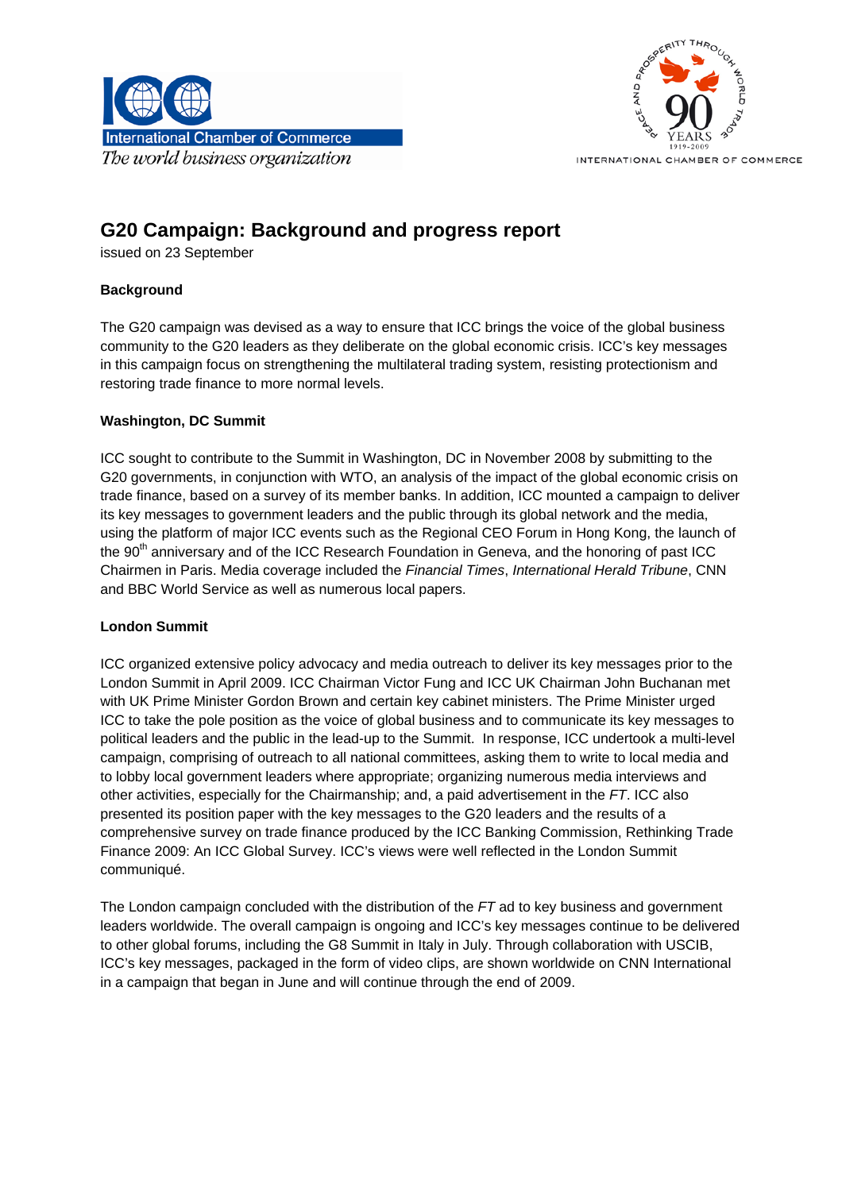International Chamber of Commerce
*The world business organization*

INTERNATIONAL CHAMBER OF COMMERCE

# G20 Campaign: Background and progress report

issued on 23 September

**Background**

The G20 campaign was devised as a way to ensure that ICC brings the voice of the global business community to the G20 leaders as they deliberate on the global economic crisis. ICC's key messages in this campaign focus on strengthening the multilateral trading system, resisting protectionism and restoring trade finance to more normal levels.

**Washington, DC Summit**

ICC sought to contribute to the Summit in Washington, DC in November 2008 by submitting to the G20 governments, in conjunction with WTO, an analysis of the impact of the global economic crisis on trade finance, based on a survey of its member banks. In addition, ICC mounted a campaign to deliver its key messages to government leaders and the public through its global network and the media, using the platform of major ICC events such as the Regional CEO Forum in Hong Kong, the launch of the 90th anniversary and of the ICC Research Foundation in Geneva, and the honoring of past ICC Chairmen in Paris. Media coverage included the *Financial Times*, *International Herald Tribune*, CNN and BBC World Service as well as numerous local papers.

**London Summit**

ICC organized extensive policy advocacy and media outreach to deliver its key messages prior to the London Summit in April 2009. ICC Chairman Victor Fung and ICC UK Chairman John Buchanan met with UK Prime Minister Gordon Brown and certain key cabinet ministers. The Prime Minister urged ICC to take the pole position as the voice of global business and to communicate its key messages to political leaders and the public in the lead-up to the Summit. In response, ICC undertook a multi-level campaign, comprising of outreach to all national committees, asking them to write to local media and to lobby local government leaders where appropriate; organizing numerous media interviews and other activities, especially for the Chairmanship; and, a paid advertisement in the *FT*. ICC also presented its position paper with the key messages to the G20 leaders and the results of a comprehensive survey on trade finance produced by the ICC Banking Commission, Rethinking Trade Finance 2009: An ICC Global Survey. ICC's views were well reflected in the London Summit communiqué.

The London campaign concluded with the distribution of the *FT* ad to key business and government leaders worldwide. The overall campaign is ongoing and ICC's key messages continue to be delivered to other global forums, including the G8 Summit in Italy in July. Through collaboration with USCIB, ICC's key messages, packaged in the form of video clips, are shown worldwide on CNN International in a campaign that began in June and will continue through the end of 2009.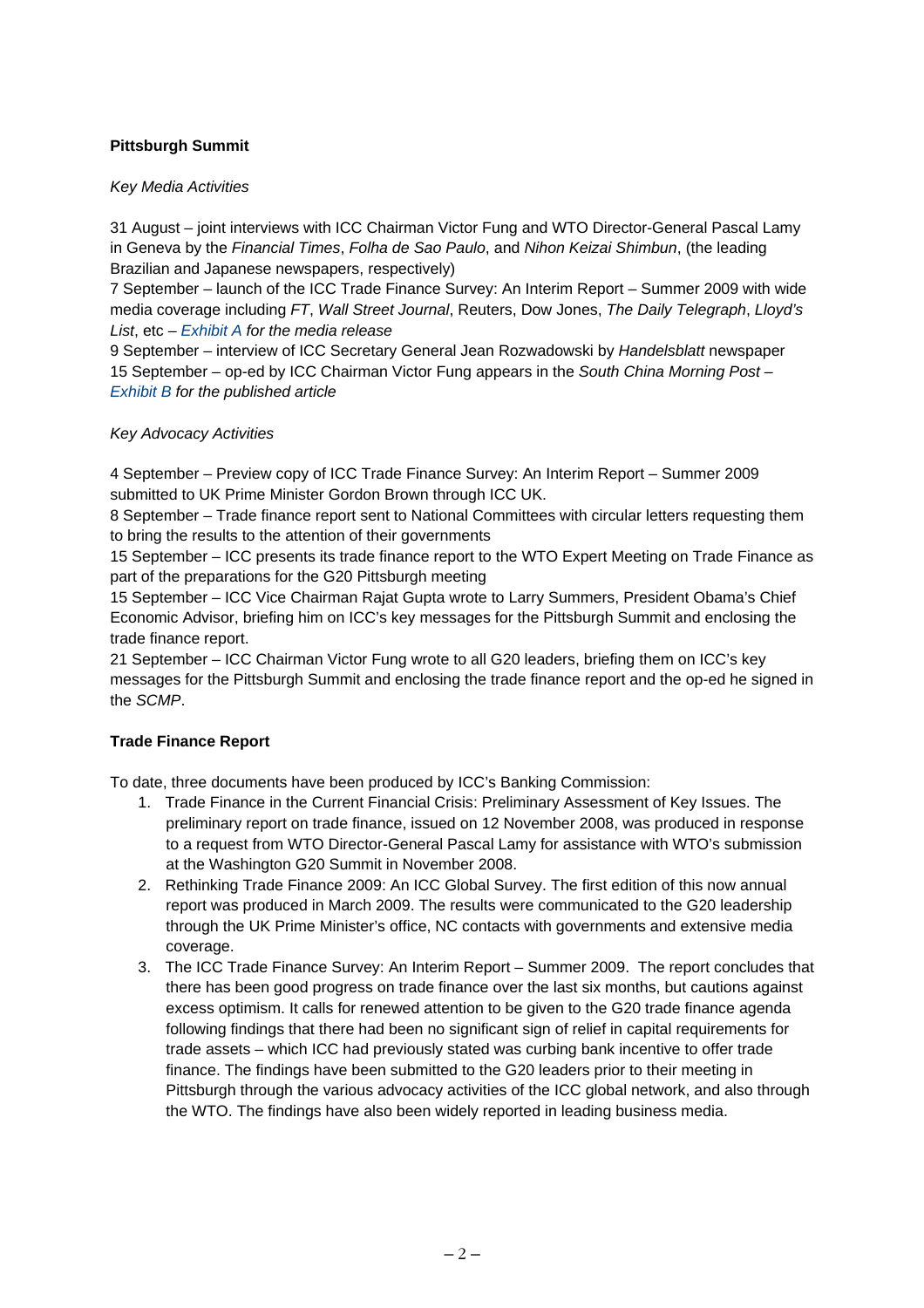**Pittsburgh Summit**

*Key Media Activities*

31 August – joint interviews with ICC Chairman Victor Fung and WTO Director-General Pascal Lamy in Geneva by the *Financial Times*, *Folha de Sao Paulo*, and *Nihon Keizai Shimbun*, (the leading Brazilian and Japanese newspapers, respectively)
7 September – launch of the ICC Trade Finance Survey: An Interim Report – Summer 2009 with wide media coverage including *FT*, *Wall Street Journal*, Reuters, Dow Jones, *The Daily Telegraph*, *Lloyd's List*, etc – *Exhibit A for the media release*
9 September – interview of ICC Secretary General Jean Rozwadowski by *Handelsblatt* newspaper
15 September – op-ed by ICC Chairman Victor Fung appears in the *South China Morning Post* – *Exhibit B for the published article*

*Key Advocacy Activities*

4 September – Preview copy of ICC Trade Finance Survey: An Interim Report – Summer 2009 submitted to UK Prime Minister Gordon Brown through ICC UK.
8 September – Trade finance report sent to National Committees with circular letters requesting them to bring the results to the attention of their governments
15 September – ICC presents its trade finance report to the WTO Expert Meeting on Trade Finance as part of the preparations for the G20 Pittsburgh meeting
15 September – ICC Vice Chairman Rajat Gupta wrote to Larry Summers, President Obama's Chief Economic Advisor, briefing him on ICC's key messages for the Pittsburgh Summit and enclosing the trade finance report.
21 September – ICC Chairman Victor Fung wrote to all G20 leaders, briefing them on ICC's key messages for the Pittsburgh Summit and enclosing the trade finance report and the op-ed he signed in the *SCMP*.

**Trade Finance Report**

To date, three documents have been produced by ICC's Banking Commission:

1. Trade Finance in the Current Financial Crisis: Preliminary Assessment of Key Issues. The preliminary report on trade finance, issued on 12 November 2008, was produced in response to a request from WTO Director-General Pascal Lamy for assistance with WTO's submission at the Washington G20 Summit in November 2008.
2. Rethinking Trade Finance 2009: An ICC Global Survey. The first edition of this now annual report was produced in March 2009. The results were communicated to the G20 leadership through the UK Prime Minister's office, NC contacts with governments and extensive media coverage.
3. The ICC Trade Finance Survey: An Interim Report – Summer 2009. The report concludes that there has been good progress on trade finance over the last six months, but cautions against excess optimism. It calls for renewed attention to be given to the G20 trade finance agenda following findings that there had been no significant sign of relief in capital requirements for trade assets – which ICC had previously stated was curbing bank incentive to offer trade finance. The findings have been submitted to the G20 leaders prior to their meeting in Pittsburgh through the various advocacy activities of the ICC global network, and also through the WTO. The findings have also been widely reported in leading business media.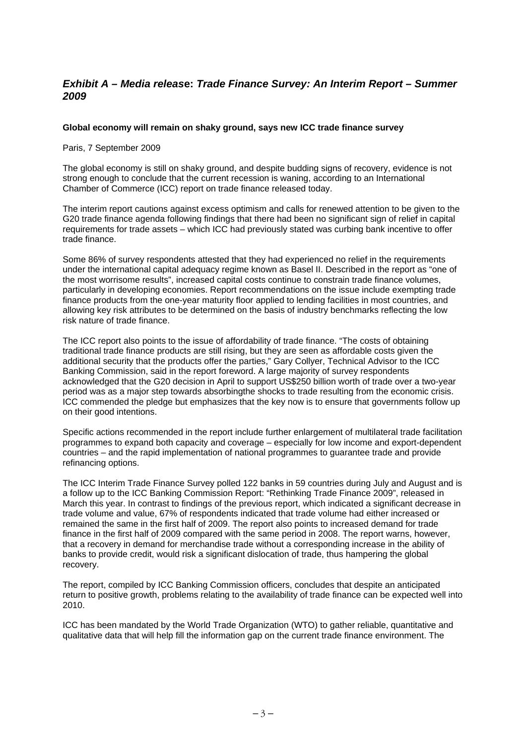## *Exhibit A – Media release: Trade Finance Survey: An Interim Report – Summer 2009*

**Global economy will remain on shaky ground, says new ICC trade finance survey**

Paris, 7 September 2009

The global economy is still on shaky ground, and despite budding signs of recovery, evidence is not strong enough to conclude that the current recession is waning, according to an International Chamber of Commerce (ICC) report on trade finance released today.

The interim report cautions against excess optimism and calls for renewed attention to be given to the G20 trade finance agenda following findings that there had been no significant sign of relief in capital requirements for trade assets – which ICC had previously stated was curbing bank incentive to offer trade finance.

Some 86% of survey respondents attested that they had experienced no relief in the requirements under the international capital adequacy regime known as Basel II. Described in the report as "one of the most worrisome results", increased capital costs continue to constrain trade finance volumes, particularly in developing economies. Report recommendations on the issue include exempting trade finance products from the one-year maturity floor applied to lending facilities in most countries, and allowing key risk attributes to be determined on the basis of industry benchmarks reflecting the low risk nature of trade finance.

The ICC report also points to the issue of affordability of trade finance. "The costs of obtaining traditional trade finance products are still rising, but they are seen as affordable costs given the additional security that the products offer the parties," Gary Collyer, Technical Advisor to the ICC Banking Commission, said in the report foreword. A large majority of survey respondents acknowledged that the G20 decision in April to support US$250 billion worth of trade over a two-year period was as a major step towards absorbingthe shocks to trade resulting from the economic crisis. ICC commended the pledge but emphasizes that the key now is to ensure that governments follow up on their good intentions.

Specific actions recommended in the report include further enlargement of multilateral trade facilitation programmes to expand both capacity and coverage – especially for low income and export-dependent countries – and the rapid implementation of national programmes to guarantee trade and provide refinancing options.

The ICC Interim Trade Finance Survey polled 122 banks in 59 countries during July and August and is a follow up to the ICC Banking Commission Report: "Rethinking Trade Finance 2009", released in March this year. In contrast to findings of the previous report, which indicated a significant decrease in trade volume and value, 67% of respondents indicated that trade volume had either increased or remained the same in the first half of 2009. The report also points to increased demand for trade finance in the first half of 2009 compared with the same period in 2008. The report warns, however, that a recovery in demand for merchandise trade without a corresponding increase in the ability of banks to provide credit, would risk a significant dislocation of trade, thus hampering the global recovery.

The report, compiled by ICC Banking Commission officers, concludes that despite an anticipated return to positive growth, problems relating to the availability of trade finance can be expected well into 2010.

ICC has been mandated by the World Trade Organization (WTO) to gather reliable, quantitative and qualitative data that will help fill the information gap on the current trade finance environment. The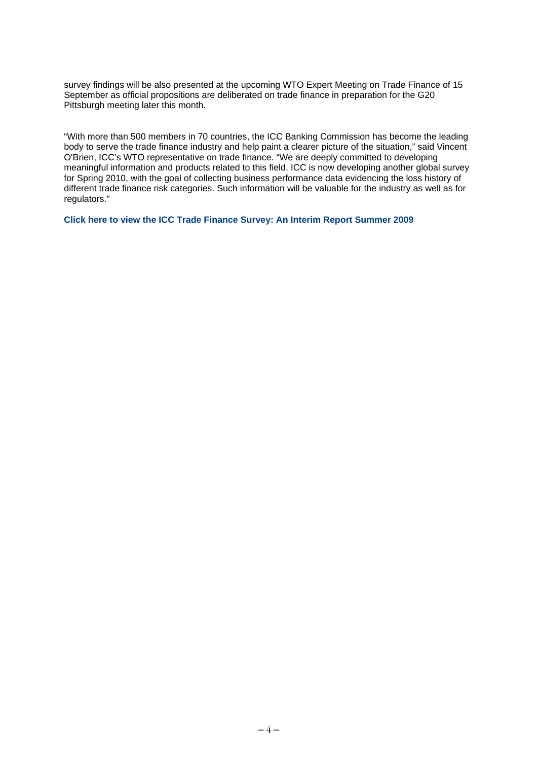survey findings will be also presented at the upcoming WTO Expert Meeting on Trade Finance of 15 September as official propositions are deliberated on trade finance in preparation for the G20 Pittsburgh meeting later this month.

"With more than 500 members in 70 countries, the ICC Banking Commission has become the leading body to serve the trade finance industry and help paint a clearer picture of the situation," said Vincent O'Brien, ICC's WTO representative on trade finance. "We are deeply committed to developing meaningful information and products related to this field. ICC is now developing another global survey for Spring 2010, with the goal of collecting business performance data evidencing the loss history of different trade finance risk categories. Such information will be valuable for the industry as well as for regulators."

**Click here to view the ICC Trade Finance Survey: An Interim Report Summer 2009**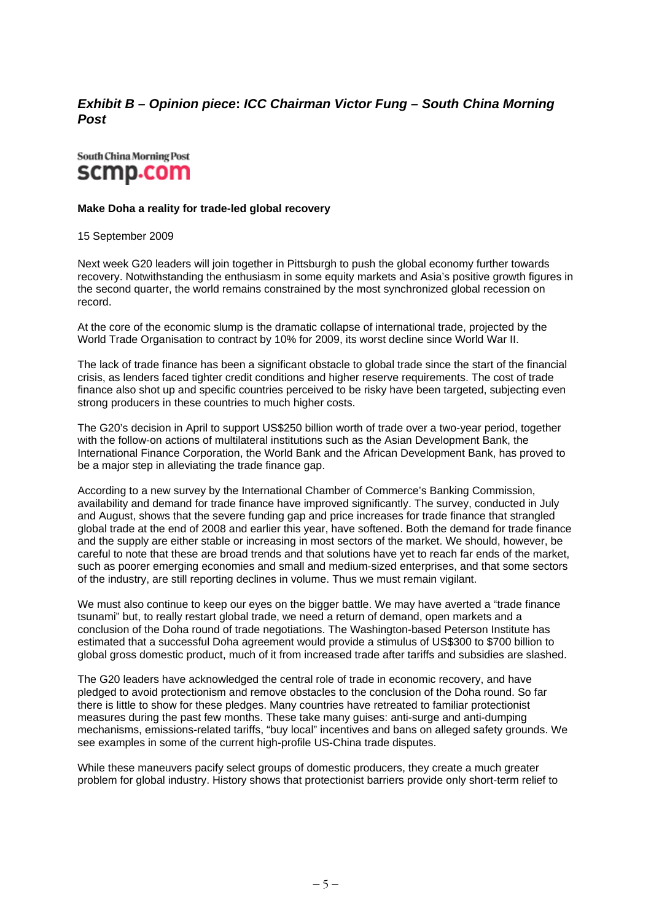## *Exhibit B – Opinion piece: ICC Chairman Victor Fung – South China Morning Post*

South China Morning Post
scmp.com

**Make Doha a reality for trade-led global recovery**

15 September 2009

Next week G20 leaders will join together in Pittsburgh to push the global economy further towards recovery. Notwithstanding the enthusiasm in some equity markets and Asia's positive growth figures in the second quarter, the world remains constrained by the most synchronized global recession on record.

At the core of the economic slump is the dramatic collapse of international trade, projected by the World Trade Organisation to contract by 10% for 2009, its worst decline since World War II.

The lack of trade finance has been a significant obstacle to global trade since the start of the financial crisis, as lenders faced tighter credit conditions and higher reserve requirements. The cost of trade finance also shot up and specific countries perceived to be risky have been targeted, subjecting even strong producers in these countries to much higher costs.

The G20's decision in April to support US$250 billion worth of trade over a two-year period, together with the follow-on actions of multilateral institutions such as the Asian Development Bank, the International Finance Corporation, the World Bank and the African Development Bank, has proved to be a major step in alleviating the trade finance gap.

According to a new survey by the International Chamber of Commerce's Banking Commission, availability and demand for trade finance have improved significantly. The survey, conducted in July and August, shows that the severe funding gap and price increases for trade finance that strangled global trade at the end of 2008 and earlier this year, have softened. Both the demand for trade finance and the supply are either stable or increasing in most sectors of the market. We should, however, be careful to note that these are broad trends and that solutions have yet to reach far ends of the market, such as poorer emerging economies and small and medium-sized enterprises, and that some sectors of the industry, are still reporting declines in volume. Thus we must remain vigilant.

We must also continue to keep our eyes on the bigger battle. We may have averted a "trade finance tsunami" but, to really restart global trade, we need a return of demand, open markets and a conclusion of the Doha round of trade negotiations. The Washington-based Peterson Institute has estimated that a successful Doha agreement would provide a stimulus of US$300 to $700 billion to global gross domestic product, much of it from increased trade after tariffs and subsidies are slashed.

The G20 leaders have acknowledged the central role of trade in economic recovery, and have pledged to avoid protectionism and remove obstacles to the conclusion of the Doha round. So far there is little to show for these pledges. Many countries have retreated to familiar protectionist measures during the past few months. These take many guises: anti-surge and anti-dumping mechanisms, emissions-related tariffs, "buy local" incentives and bans on alleged safety grounds. We see examples in some of the current high-profile US-China trade disputes.

While these maneuvers pacify select groups of domestic producers, they create a much greater problem for global industry. History shows that protectionist barriers provide only short-term relief to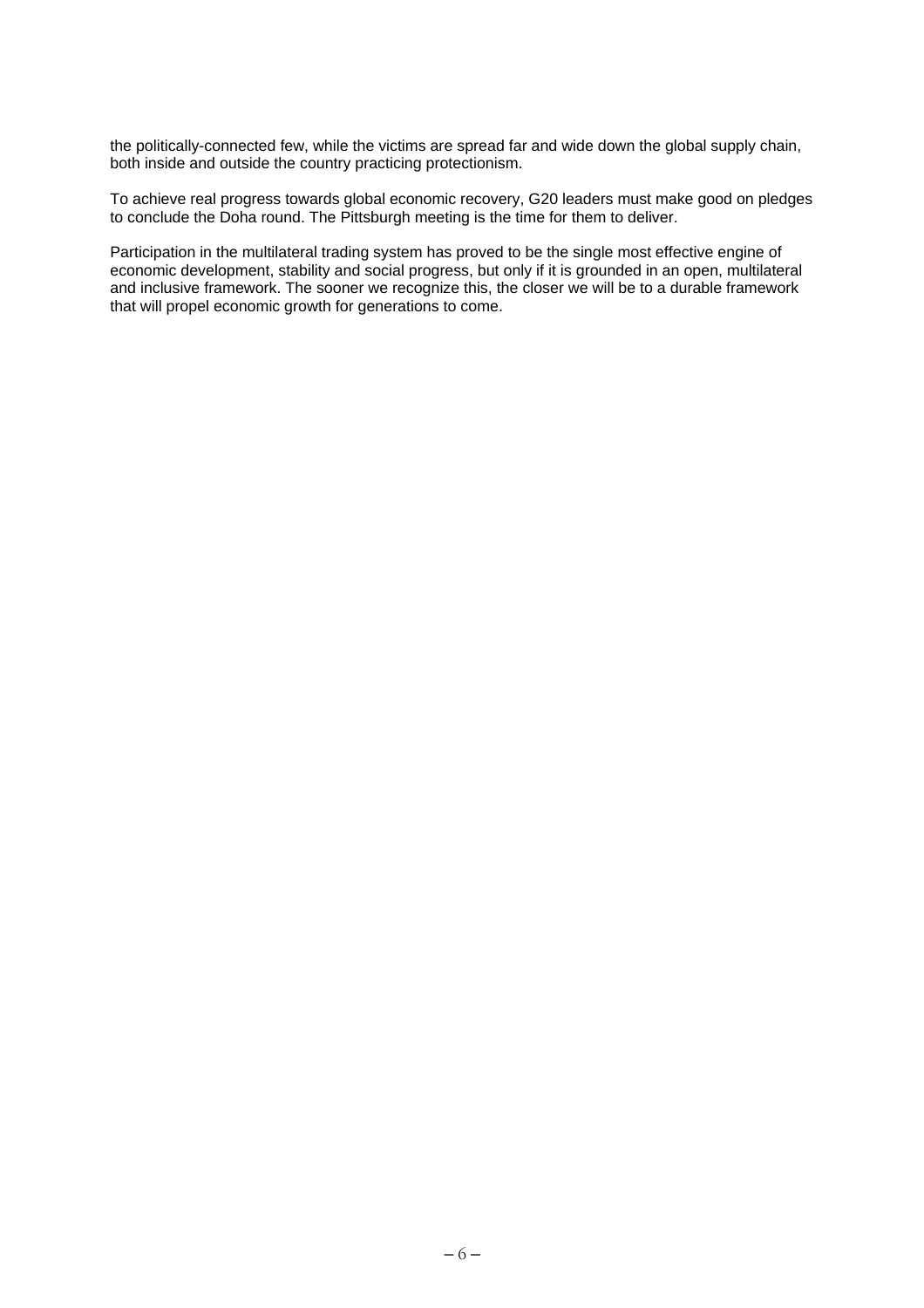the politically-connected few, while the victims are spread far and wide down the global supply chain, both inside and outside the country practicing protectionism.

To achieve real progress towards global economic recovery, G20 leaders must make good on pledges to conclude the Doha round. The Pittsburgh meeting is the time for them to deliver.

Participation in the multilateral trading system has proved to be the single most effective engine of economic development, stability and social progress, but only if it is grounded in an open, multilateral and inclusive framework. The sooner we recognize this, the closer we will be to a durable framework that will propel economic growth for generations to come.